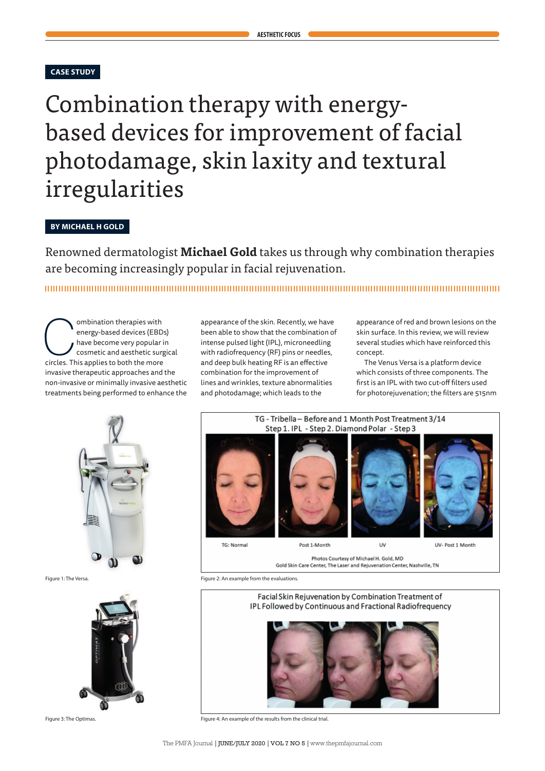CASE STUDY

# Combination therapy with energy-based devices for improvement of facial photodamage, skin laxity and textural irregularities

**BY MICHAEL H GOLD**

Renowned dermatologist **Michael Gold** takes us through why combination therapies are becoming increasingly popular in facial rejuvenation.

Combination therapies with energy-based devices (EBDs) have become very popular in cosmetic and aesthetic surgical circles. This applies to both the more invasive therapeutic approaches and the non-invasive or minimally invasive aesthetic treatments being performed to enhance the appearance of the skin. Recently, we have been able to show that the combination of intense pulsed light (IPL), microneedling with radiofrequency (RF) pins or needles, and deep bulk heating RF is an effective combination for the improvement of lines and wrinkles, texture abnormalities and photodamage; which leads to the appearance of red and brown lesions on the skin surface. In this review, we will review several studies which have reinforced this concept.

The Venus Versa is a platform device which consists of three components. The first is an IPL with two cut-off filters used for photorejuvenation; the filters are 515nm

Figure 1: The Versa.

TG - Tribella – Before and 1 Month Post Treatment 3/14
Step 1. IPL - Step 2. Diamond Polar - Step 3

TG: Normal | Post 1-Month | UV | UV- Post 1 Month

Photos Courtesy of Michael H. Gold, MD
Gold Skin Care Center, The Laser and Rejuvenation Center, Nashville, TN

Figure 2: An example from the evaluations.

Figure 3: The Optimas.

Facial Skin Rejuvenation by Combination Treatment of IPL Followed by Continuous and Fractional Radiofrequency

Figure 4: An example of the results from the clinical trial.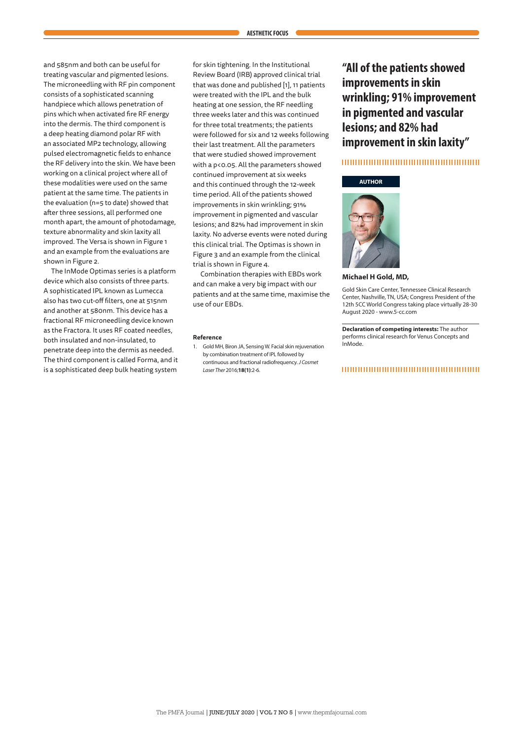and 585nm and both can be useful for treating vascular and pigmented lesions. The microneedling with RF pin component consists of a sophisticated scanning handpiece which allows penetration of pins which when activated fire RF energy into the dermis. The third component is a deep heating diamond polar RF with an associated MP2 technology, allowing pulsed electromagnetic fields to enhance the RF delivery into the skin. We have been working on a clinical project where all of these modalities were used on the same patient at the same time. The patients in the evaluation (n=5 to date) showed that after three sessions, all performed one month apart, the amount of photodamage, texture abnormality and skin laxity all improved. The Versa is shown in Figure 1 and an example from the evaluations are shown in Figure 2.

The InMode Optimas series is a platform device which also consists of three parts. A sophisticated IPL known as Lumecca also has two cut-off filters, one at 515nm and another at 580nm. This device has a fractional RF microneedling device known as the Fractora. It uses RF coated needles, both insulated and non-insulated, to penetrate deep into the dermis as needed. The third component is called Forma, and it is a sophisticated deep bulk heating system for skin tightening. In the Institutional Review Board (IRB) approved clinical trial that was done and published [1], 11 patients were treated with the IPL and the bulk heating at one session, the RF needling three weeks later and this was continued for three total treatments; the patients were followed for six and 12 weeks following their last treatment. All the parameters that were studied showed improvement with a $p<0.05$. All the parameters showed continued improvement at six weeks and this continued through the 12-week time period. All of the patients showed improvements in skin wrinkling; 91% improvement in pigmented and vascular lesions; and 82% had improvement in skin laxity. No adverse events were noted during this clinical trial. The Optimas is shown in Figure 3 and an example from the clinical trial is shown in Figure 4.

Combination therapies with EBDs work and can make a very big impact with our patients and at the same time, maximise the use of our EBDs.

> **"All of the patients showed improvements in skin wrinkling; 91% improvement in pigmented and vascular lesions; and 82% had improvement in skin laxity"**

### Reference

1. Gold MH, Biron JA, Sensing W. Facial skin rejuvenation by combination treatment of IPL followed by continuous and fractional radiofrequency. *J Cosmet Laser Ther* 2016;**18(1)**:2-6.

**AUTHOR**

**Michael H Gold, MD,**

Gold Skin Care Center, Tennessee Clinical Research Center, Nashville, TN, USA; Congress President of the 12th 5CC World Congress taking place virtually 28-30 August 2020 - www.5-cc.com

**Declaration of competing interests:** The author performs clinical research for Venus Concepts and InMode.